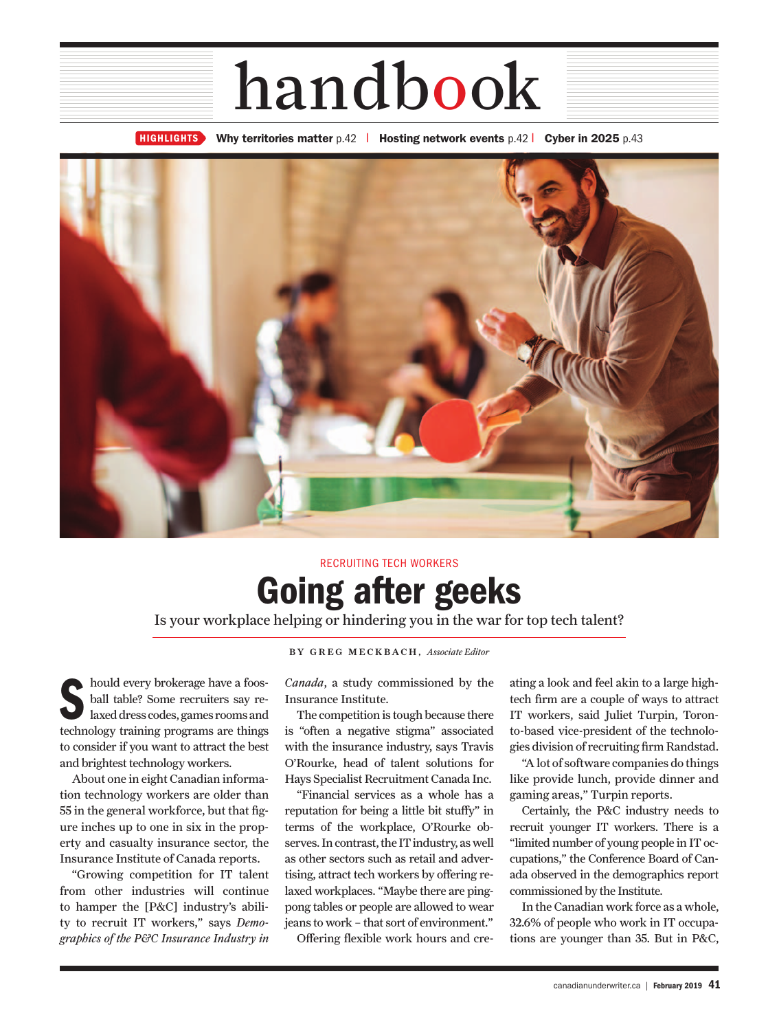# handbook

**HIGHLIGHTS** **Why territories matter** p.42 | **Hosting network events** p.42 | **Cyber in 2025** p.43

RECRUITING TECH WORKERS

## Going after geeks

Is your workplace helping or hindering you in the war for top tech talent?

BY GREG MECKBACH, *Associate Editor*

Should every brokerage have a foosball table? Some recruiters say relaxed dress codes, games rooms and technology training programs are things to consider if you want to attract the best and brightest technology workers.

About one in eight Canadian information technology workers are older than 55 in the general workforce, but that figure inches up to one in six in the property and casualty insurance sector, the Insurance Institute of Canada reports.

"Growing competition for IT talent from other industries will continue to hamper the [P&C] industry's ability to recruit IT workers," says *Demographics of the P&C Insurance Industry in Canada*, a study commissioned by the Insurance Institute.

The competition is tough because there is "often a negative stigma" associated with the insurance industry, says Travis O'Rourke, head of talent solutions for Hays Specialist Recruitment Canada Inc.

"Financial services as a whole has a reputation for being a little bit stuffy" in terms of the workplace, O'Rourke observes. In contrast, the IT industry, as well as other sectors such as retail and advertising, attract tech workers by offering relaxed workplaces. "Maybe there are ping-pong tables or people are allowed to wear jeans to work – that sort of environment."

Offering flexible work hours and creating a look and feel akin to a large high-tech firm are a couple of ways to attract IT workers, said Juliet Turpin, Toronto-based vice-president of the technologies division of recruiting firm Randstad.

"A lot of software companies do things like provide lunch, provide dinner and gaming areas," Turpin reports.

Certainly, the P&C industry needs to recruit younger IT workers. There is a "limited number of young people in IT occupations," the Conference Board of Canada observed in the demographics report commissioned by the Institute.

In the Canadian work force as a whole, 32.6% of people who work in IT occupations are younger than 35. But in P&C,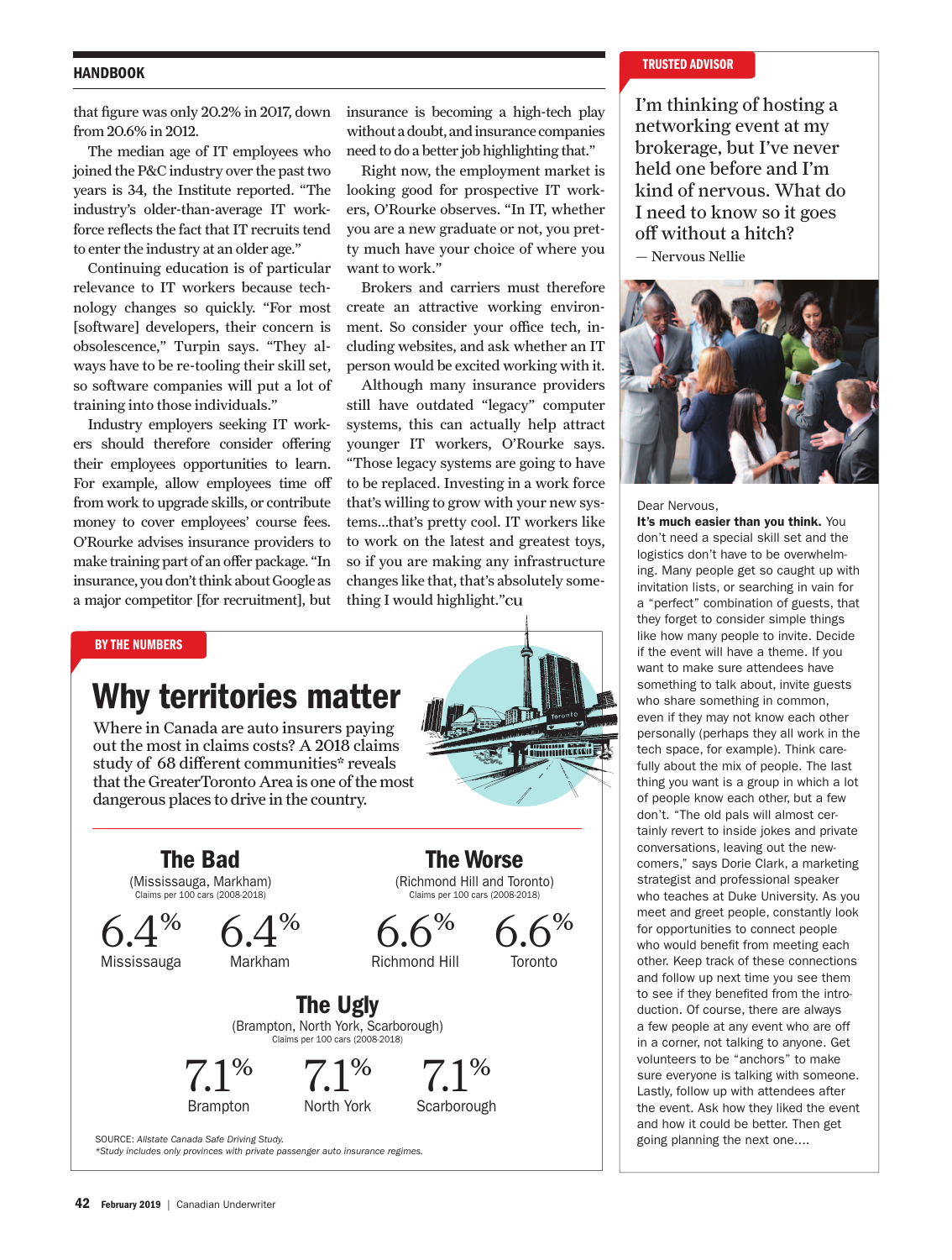that figure was only 20.2% in 2017, down from 20.6% in 2012.

The median age of IT employees who joined the P&C industry over the past two years is 34, the Institute reported. "The industry's older-than-average IT workforce reflects the fact that IT recruits tend to enter the industry at an older age."

Continuing education is of particular relevance to IT workers because technology changes so quickly. "For most [software] developers, their concern is obsolescence," Turpin says. "They always have to be re-tooling their skill set, so software companies will put a lot of training into those individuals."

Industry employers seeking IT workers should therefore consider offering their employees opportunities to learn. For example, allow employees time off from work to upgrade skills, or contribute money to cover employees' course fees. O'Rourke advises insurance providers to make training part of an offer package. "In insurance, you don't think about Google as a major competitor [for recruitment], but insurance is becoming a high-tech play without a doubt, and insurance companies need to do a better job highlighting that."

Right now, the employment market is looking good for prospective IT workers, O'Rourke observes. "In IT, whether you are a new graduate or not, you pretty much have your choice of where you want to work."

Brokers and carriers must therefore create an attractive working environment. So consider your office tech, including websites, and ask whether an IT person would be excited working with it.

Although many insurance providers still have outdated "legacy" computer systems, this can actually help attract younger IT workers, O'Rourke says. "Those legacy systems are going to have to be replaced. Investing in a work force that's willing to grow with your new systems...that's pretty cool. IT workers like to work on the latest and greatest toys, so if you are making any infrastructure changes like that, that's absolutely something I would highlight." CU

## BY THE NUMBERS

# Why territories matter

Where in Canada are auto insurers paying out the most in claims costs? A 2018 claims study of 68 different communities* reveals that the Greater Toronto Area is one of the most dangerous places to drive in the country.

### The Bad

(Mississauga, Markham)
Claims per 100 cars (2008-2018)

6.4% Mississauga

6.4% Markham

### The Worse

(Richmond Hill and Toronto)
Claims per 100 cars (2008-2018)

6.6% Richmond Hill

6.6% Toronto

### The Ugly

(Brampton, North York, Scarborough)
Claims per 100 cars (2008-2018)

7.1% Brampton

7.1% North York

7.1% Scarborough

SOURCE: *Allstate Canada Safe Driving Study.*
*Study includes only provinces with private passenger auto insurance regimes.*

## TRUSTED ADVISOR

I'm thinking of hosting a networking event at my brokerage, but I've never held one before and I'm kind of nervous. What do I need to know so it goes off without a hitch?

— Nervous Nellie

Dear Nervous,

**It's much easier than you think.** You don't need a special skill set and the logistics don't have to be overwhelming. Many people get so caught up with invitation lists, or searching in vain for a "perfect" combination of guests, that they forget to consider simple things like how many people to invite. Decide if the event will have a theme. If you want to make sure attendees have something to talk about, invite guests who share something in common, even if they may not know each other personally (perhaps they all work in the tech space, for example). Think carefully about the mix of people. The last thing you want is a group in which a lot of people know each other, but a few don't. "The old pals will almost certainly revert to inside jokes and private conversations, leaving out the newcomers," says Dorie Clark, a marketing strategist and professional speaker who teaches at Duke University. As you meet and greet people, constantly look for opportunities to connect people who would benefit from meeting each other. Keep track of these connections and follow up next time you see them to see if they benefited from the introduction. Of course, there are always a few people at any event who are off in a corner, not talking to anyone. Get volunteers to be "anchors" to make sure everyone is talking with someone. Lastly, follow up with attendees after the event. Ask how they liked the event and how it could be better. Then get going planning the next one....